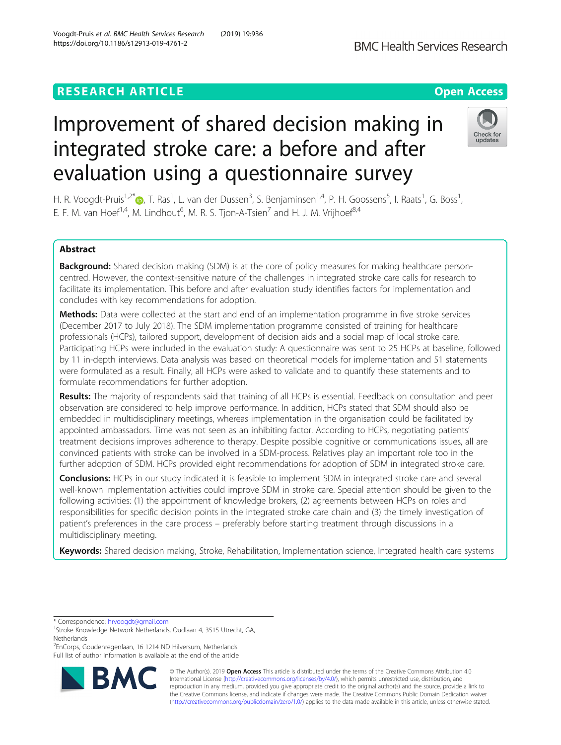RESEARCH ARTICLE

Open Access

# Improvement of shared decision making in integrated stroke care: a before and after evaluation using a questionnaire survey

H. R. Voogdt-Pruis[1,2*], T. Ras[1], L. van der Dussen[3], S. Benjaminsen[1,4], P. H. Goossens[5], I. Raats[1], G. Boss[1], E. F. M. van Hoef[1,4], M. Lindhout[6], M. R. S. Tjon-A-Tsien[7] and H. J. M. Vrijhoef[8,4]

## Abstract

**Background:** Shared decision making (SDM) is at the core of policy measures for making healthcare person-centred. However, the context-sensitive nature of the challenges in integrated stroke care calls for research to facilitate its implementation. This before and after evaluation study identifies factors for implementation and concludes with key recommendations for adoption.

**Methods:** Data were collected at the start and end of an implementation programme in five stroke services (December 2017 to July 2018). The SDM implementation programme consisted of training for healthcare professionals (HCPs), tailored support, development of decision aids and a social map of local stroke care. Participating HCPs were included in the evaluation study: A questionnaire was sent to 25 HCPs at baseline, followed by 11 in-depth interviews. Data analysis was based on theoretical models for implementation and 51 statements were formulated as a result. Finally, all HCPs were asked to validate and to quantify these statements and to formulate recommendations for further adoption.

**Results:** The majority of respondents said that training of all HCPs is essential. Feedback on consultation and peer observation are considered to help improve performance. In addition, HCPs stated that SDM should also be embedded in multidisciplinary meetings, whereas implementation in the organisation could be facilitated by appointed ambassadors. Time was not seen as an inhibiting factor. According to HCPs, negotiating patients' treatment decisions improves adherence to therapy. Despite possible cognitive or communications issues, all are convinced patients with stroke can be involved in a SDM-process. Relatives play an important role too in the further adoption of SDM. HCPs provided eight recommendations for adoption of SDM in integrated stroke care.

**Conclusions:** HCPs in our study indicated it is feasible to implement SDM in integrated stroke care and several well-known implementation activities could improve SDM in stroke care. Special attention should be given to the following activities: (1) the appointment of knowledge brokers, (2) agreements between HCPs on roles and responsibilities for specific decision points in the integrated stroke care chain and (3) the timely investigation of patient's preferences in the care process – preferably before starting treatment through discussions in a multidisciplinary meeting.

**Keywords:** Shared decision making, Stroke, Rehabilitation, Implementation science, Integrated health care systems

---

* Correspondence: hrvoogdt@gmail.com
[1]Stroke Knowledge Network Netherlands, Oudlaan 4, 3515 Utrecht, GA, Netherlands
[2]EnCorps, Goudenregenlaan, 16 1214 ND Hilversum, Netherlands
Full list of author information is available at the end of the article

© The Author(s). 2019 **Open Access** This article is distributed under the terms of the Creative Commons Attribution 4.0 International License (http://creativecommons.org/licenses/by/4.0/), which permits unrestricted use, distribution, and reproduction in any medium, provided you give appropriate credit to the original author(s) and the source, provide a link to the Creative Commons license, and indicate if changes were made. The Creative Commons Public Domain Dedication waiver (http://creativecommons.org/publicdomain/zero/1.0/) applies to the data made available in this article, unless otherwise stated.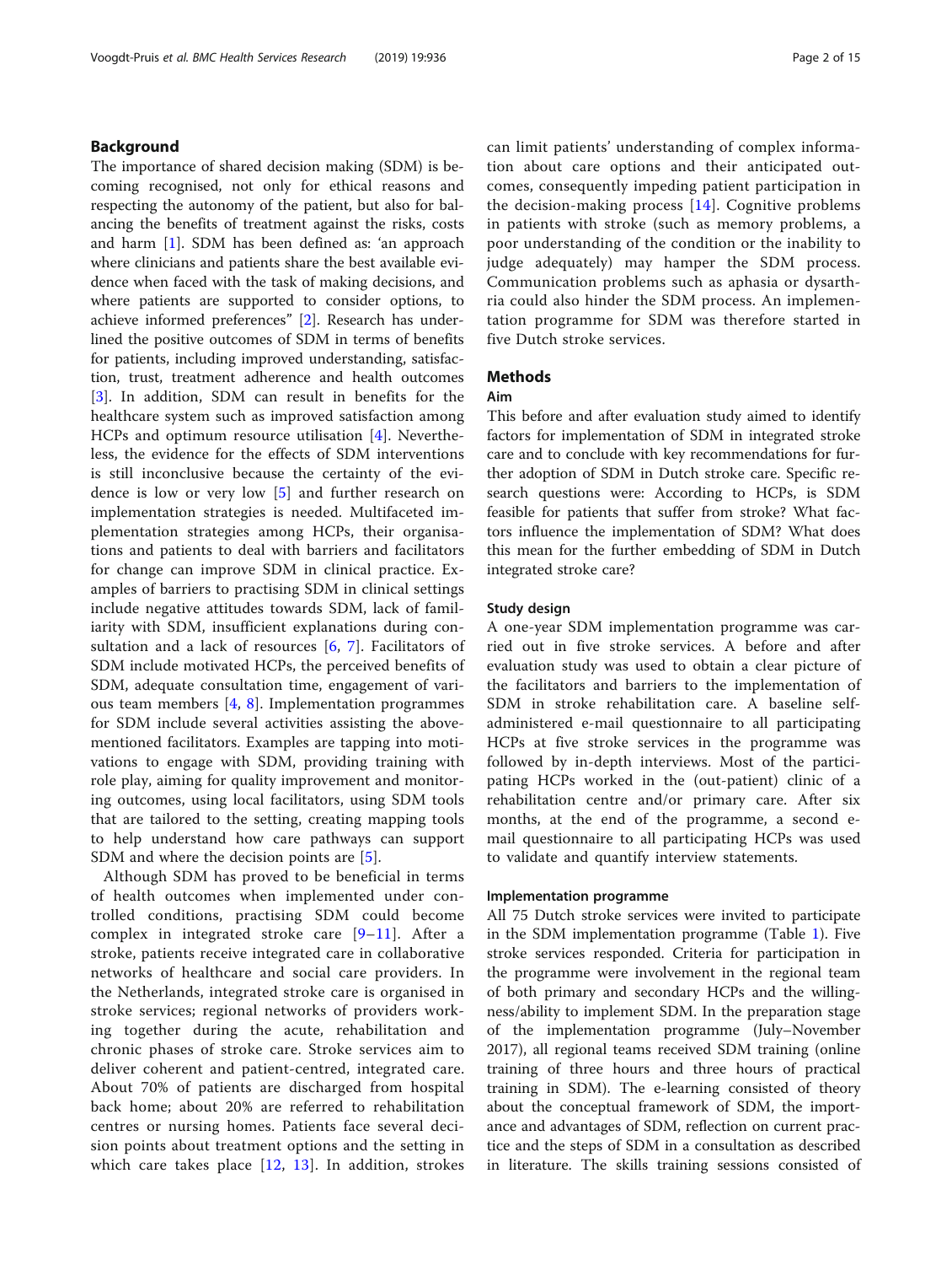## Background

The importance of shared decision making (SDM) is becoming recognised, not only for ethical reasons and respecting the autonomy of the patient, but also for balancing the benefits of treatment against the risks, costs and harm [1]. SDM has been defined as: 'an approach where clinicians and patients share the best available evidence when faced with the task of making decisions, and where patients are supported to consider options, to achieve informed preferences" [2]. Research has underlined the positive outcomes of SDM in terms of benefits for patients, including improved understanding, satisfaction, trust, treatment adherence and health outcomes [3]. In addition, SDM can result in benefits for the healthcare system such as improved satisfaction among HCPs and optimum resource utilisation [4]. Nevertheless, the evidence for the effects of SDM interventions is still inconclusive because the certainty of the evidence is low or very low [5] and further research on implementation strategies is needed. Multifaceted implementation strategies among HCPs, their organisations and patients to deal with barriers and facilitators for change can improve SDM in clinical practice. Examples of barriers to practising SDM in clinical settings include negative attitudes towards SDM, lack of familiarity with SDM, insufficient explanations during consultation and a lack of resources [6, 7]. Facilitators of SDM include motivated HCPs, the perceived benefits of SDM, adequate consultation time, engagement of various team members [4, 8]. Implementation programmes for SDM include several activities assisting the above-mentioned facilitators. Examples are tapping into motivations to engage with SDM, providing training with role play, aiming for quality improvement and monitoring outcomes, using local facilitators, using SDM tools that are tailored to the setting, creating mapping tools to help understand how care pathways can support SDM and where the decision points are [5].

Although SDM has proved to be beneficial in terms of health outcomes when implemented under controlled conditions, practising SDM could become complex in integrated stroke care [9–11]. After a stroke, patients receive integrated care in collaborative networks of healthcare and social care providers. In the Netherlands, integrated stroke care is organised in stroke services; regional networks of providers working together during the acute, rehabilitation and chronic phases of stroke care. Stroke services aim to deliver coherent and patient-centred, integrated care. About 70% of patients are discharged from hospital back home; about 20% are referred to rehabilitation centres or nursing homes. Patients face several decision points about treatment options and the setting in which care takes place [12, 13]. In addition, strokes can limit patients' understanding of complex information about care options and their anticipated outcomes, consequently impeding patient participation in the decision-making process [14]. Cognitive problems in patients with stroke (such as memory problems, a poor understanding of the condition or the inability to judge adequately) may hamper the SDM process. Communication problems such as aphasia or dysarthria could also hinder the SDM process. An implementation programme for SDM was therefore started in five Dutch stroke services.

## Methods

### Aim

This before and after evaluation study aimed to identify factors for implementation of SDM in integrated stroke care and to conclude with key recommendations for further adoption of SDM in Dutch stroke care. Specific research questions were: According to HCPs, is SDM feasible for patients that suffer from stroke? What factors influence the implementation of SDM? What does this mean for the further embedding of SDM in Dutch integrated stroke care?

### Study design

A one-year SDM implementation programme was carried out in five stroke services. A before and after evaluation study was used to obtain a clear picture of the facilitators and barriers to the implementation of SDM in stroke rehabilitation care. A baseline self-administered e-mail questionnaire to all participating HCPs at five stroke services in the programme was followed by in-depth interviews. Most of the participating HCPs worked in the (out-patient) clinic of a rehabilitation centre and/or primary care. After six months, at the end of the programme, a second e-mail questionnaire to all participating HCPs was used to validate and quantify interview statements.

### Implementation programme

All 75 Dutch stroke services were invited to participate in the SDM implementation programme (Table 1). Five stroke services responded. Criteria for participation in the programme were involvement in the regional team of both primary and secondary HCPs and the willingness/ability to implement SDM. In the preparation stage of the implementation programme (July–November 2017), all regional teams received SDM training (online training of three hours and three hours of practical training in SDM). The e-learning consisted of theory about the conceptual framework of SDM, the importance and advantages of SDM, reflection on current practice and the steps of SDM in a consultation as described in literature. The skills training sessions consisted of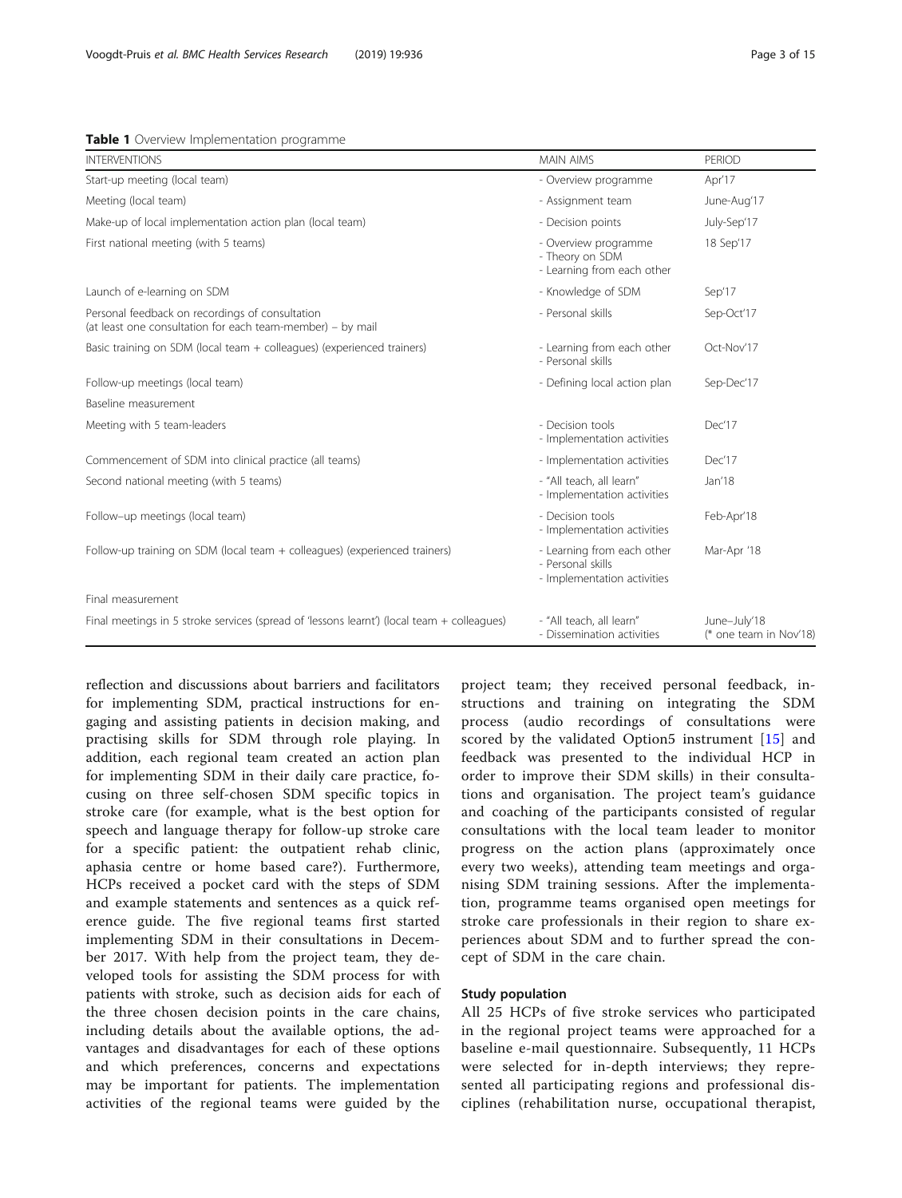**Table 1** Overview Implementation programme

| INTERVENTIONS | MAIN AIMS | PERIOD |
|---|---|---|
| Start-up meeting (local team) | - Overview programme | Apr'17 |
| Meeting (local team) | - Assignment team | June-Aug'17 |
| Make-up of local implementation action plan (local team) | - Decision points | July-Sep'17 |
| First national meeting (with 5 teams) | - Overview programme<br>- Theory on SDM<br>- Learning from each other | 18 Sep'17 |
| Launch of e-learning on SDM | - Knowledge of SDM | Sep'17 |
| Personal feedback on recordings of consultation (at least one consultation for each team-member) – by mail | - Personal skills | Sep-Oct'17 |
| Basic training on SDM (local team + colleagues) (experienced trainers) | - Learning from each other<br>- Personal skills | Oct-Nov'17 |
| Follow-up meetings (local team) | - Defining local action plan | Sep-Dec'17 |
| Baseline measurement | | |
| Meeting with 5 team-leaders | - Decision tools<br>- Implementation activities | Dec'17 |
| Commencement of SDM into clinical practice (all teams) | - Implementation activities | Dec'17 |
| Second national meeting (with 5 teams) | - "All teach, all learn"<br>- Implementation activities | Jan'18 |
| Follow–up meetings (local team) | - Decision tools<br>- Implementation activities | Feb-Apr'18 |
| Follow-up training on SDM (local team + colleagues) (experienced trainers) | - Learning from each other<br>- Personal skills<br>- Implementation activities | Mar-Apr '18 |
| Final measurement | | |
| Final meetings in 5 stroke services (spread of 'lessons learnt') (local team + colleagues) | - "All teach, all learn"<br>- Dissemination activities | June–July'18<br>(* one team in Nov'18) |

reflection and discussions about barriers and facilitators for implementing SDM, practical instructions for engaging and assisting patients in decision making, and practising skills for SDM through role playing. In addition, each regional team created an action plan for implementing SDM in their daily care practice, focusing on three self-chosen SDM specific topics in stroke care (for example, what is the best option for speech and language therapy for follow-up stroke care for a specific patient: the outpatient rehab clinic, aphasia centre or home based care?). Furthermore, HCPs received a pocket card with the steps of SDM and example statements and sentences as a quick reference guide. The five regional teams first started implementing SDM in their consultations in December 2017. With help from the project team, they developed tools for assisting the SDM process for with patients with stroke, such as decision aids for each of the three chosen decision points in the care chains, including details about the available options, the advantages and disadvantages for each of these options and which preferences, concerns and expectations may be important for patients. The implementation activities of the regional teams were guided by the project team; they received personal feedback, instructions and training on integrating the SDM process (audio recordings of consultations were scored by the validated Option5 instrument [15] and feedback was presented to the individual HCP in order to improve their SDM skills) in their consultations and organisation. The project team's guidance and coaching of the participants consisted of regular consultations with the local team leader to monitor progress on the action plans (approximately once every two weeks), attending team meetings and organising SDM training sessions. After the implementation, programme teams organised open meetings for stroke care professionals in their region to share experiences about SDM and to further spread the concept of SDM in the care chain.

### Study population

All 25 HCPs of five stroke services who participated in the regional project teams were approached for a baseline e-mail questionnaire. Subsequently, 11 HCPs were selected for in-depth interviews; they represented all participating regions and professional disciplines (rehabilitation nurse, occupational therapist,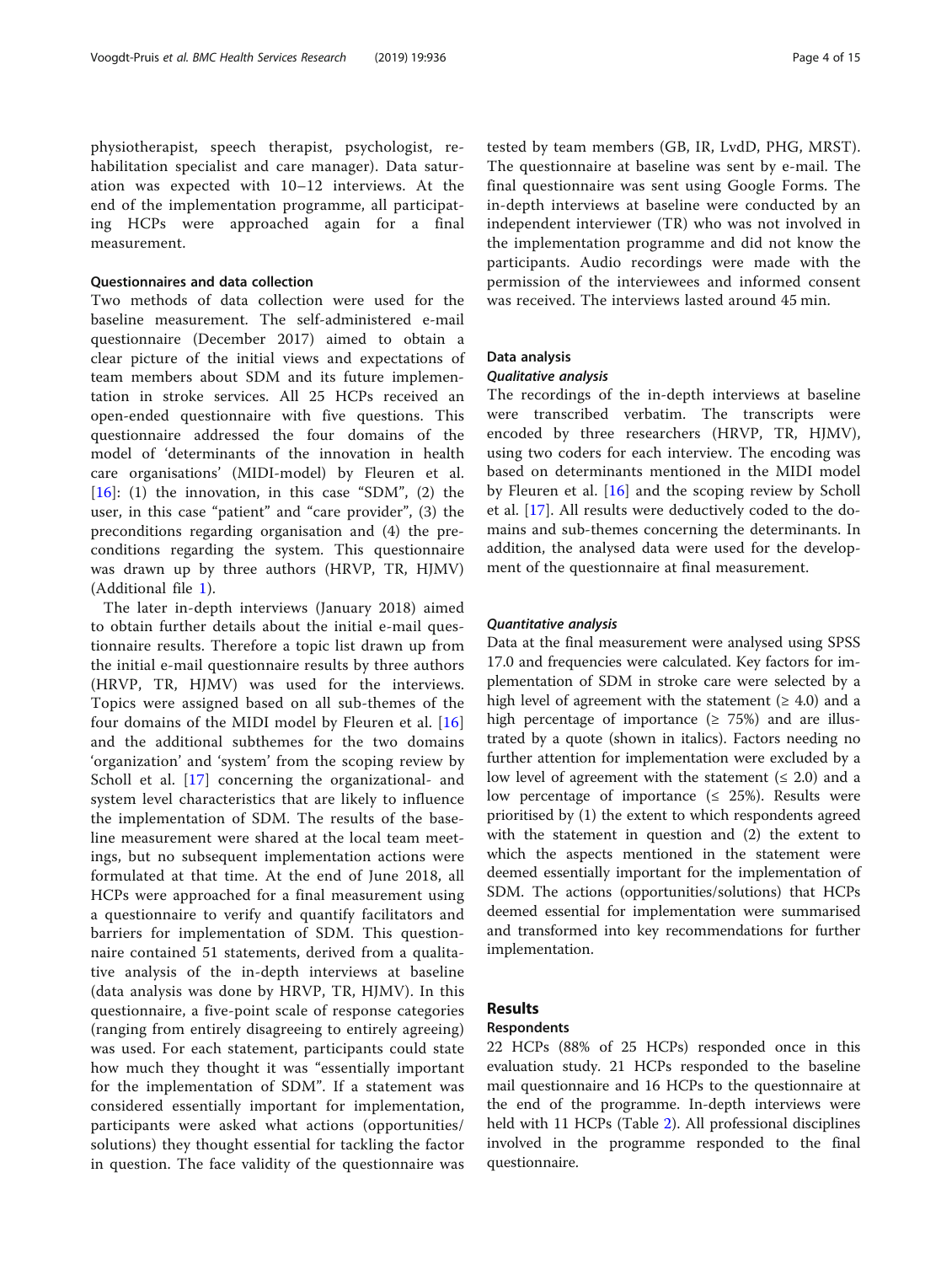physiotherapist, speech therapist, psychologist, rehabilitation specialist and care manager). Data saturation was expected with 10–12 interviews. At the end of the implementation programme, all participating HCPs were approached again for a final measurement.

### Questionnaires and data collection

Two methods of data collection were used for the baseline measurement. The self-administered e-mail questionnaire (December 2017) aimed to obtain a clear picture of the initial views and expectations of team members about SDM and its future implementation in stroke services. All 25 HCPs received an open-ended questionnaire with five questions. This questionnaire addressed the four domains of the model of 'determinants of the innovation in health care organisations' (MIDI-model) by Fleuren et al. [16]: (1) the innovation, in this case "SDM", (2) the user, in this case "patient" and "care provider", (3) the preconditions regarding organisation and (4) the preconditions regarding the system. This questionnaire was drawn up by three authors (HRVP, TR, HJMV) (Additional file 1).

The later in-depth interviews (January 2018) aimed to obtain further details about the initial e-mail questionnaire results. Therefore a topic list drawn up from the initial e-mail questionnaire results by three authors (HRVP, TR, HJMV) was used for the interviews. Topics were assigned based on all sub-themes of the four domains of the MIDI model by Fleuren et al. [16] and the additional subthemes for the two domains 'organization' and 'system' from the scoping review by Scholl et al. [17] concerning the organizational- and system level characteristics that are likely to influence the implementation of SDM. The results of the baseline measurement were shared at the local team meetings, but no subsequent implementation actions were formulated at that time. At the end of June 2018, all HCPs were approached for a final measurement using a questionnaire to verify and quantify facilitators and barriers for implementation of SDM. This questionnaire contained 51 statements, derived from a qualitative analysis of the in-depth interviews at baseline (data analysis was done by HRVP, TR, HJMV). In this questionnaire, a five-point scale of response categories (ranging from entirely disagreeing to entirely agreeing) was used. For each statement, participants could state how much they thought it was "essentially important for the implementation of SDM". If a statement was considered essentially important for implementation, participants were asked what actions (opportunities/solutions) they thought essential for tackling the factor in question. The face validity of the questionnaire was tested by team members (GB, IR, LvdD, PHG, MRST). The questionnaire at baseline was sent by e-mail. The final questionnaire was sent using Google Forms. The in-depth interviews at baseline were conducted by an independent interviewer (TR) who was not involved in the implementation programme and did not know the participants. Audio recordings were made with the permission of the interviewees and informed consent was received. The interviews lasted around 45 min.

### Data analysis

#### *Qualitative analysis*

The recordings of the in-depth interviews at baseline were transcribed verbatim. The transcripts were encoded by three researchers (HRVP, TR, HJMV), using two coders for each interview. The encoding was based on determinants mentioned in the MIDI model by Fleuren et al. [16] and the scoping review by Scholl et al. [17]. All results were deductively coded to the domains and sub-themes concerning the determinants. In addition, the analysed data were used for the development of the questionnaire at final measurement.

#### *Quantitative analysis*

Data at the final measurement were analysed using SPSS 17.0 and frequencies were calculated. Key factors for implementation of SDM in stroke care were selected by a high level of agreement with the statement (≥ 4.0) and a high percentage of importance (≥ 75%) and are illustrated by a quote (shown in italics). Factors needing no further attention for implementation were excluded by a low level of agreement with the statement (≤ 2.0) and a low percentage of importance (≤ 25%). Results were prioritised by (1) the extent to which respondents agreed with the statement in question and (2) the extent to which the aspects mentioned in the statement were deemed essentially important for the implementation of SDM. The actions (opportunities/solutions) that HCPs deemed essential for implementation were summarised and transformed into key recommendations for further implementation.

## Results

### Respondents

22 HCPs (88% of 25 HCPs) responded once in this evaluation study. 21 HCPs responded to the baseline mail questionnaire and 16 HCPs to the questionnaire at the end of the programme. In-depth interviews were held with 11 HCPs (Table 2). All professional disciplines involved in the programme responded to the final questionnaire.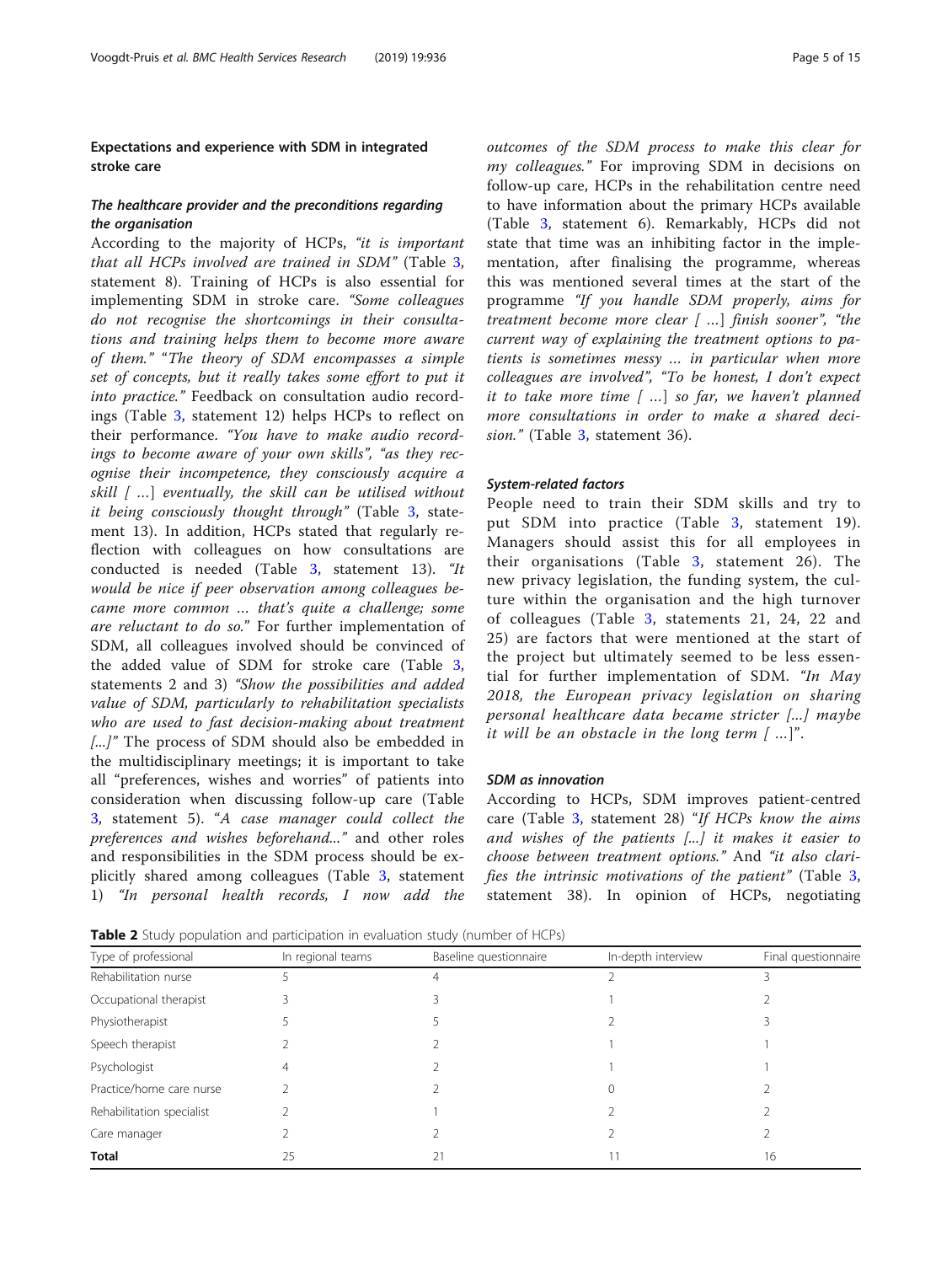## Expectations and experience with SDM in integrated stroke care

### *The healthcare provider and the preconditions regarding the organisation*

According to the majority of HCPs, *"it is important that all HCPs involved are trained in SDM"* (Table 3, statement 8). Training of HCPs is also essential for implementing SDM in stroke care. *"Some colleagues do not recognise the shortcomings in their consultations and training helps them to become more aware of them."* "*The theory of SDM encompasses a simple set of concepts, but it really takes some effort to put it into practice."* Feedback on consultation audio recordings (Table 3, statement 12) helps HCPs to reflect on their performance. *"You have to make audio recordings to become aware of your own skills", "as they recognise their incompetence, they consciously acquire a skill [ …] eventually, the skill can be utilised without it being consciously thought through"* (Table 3, statement 13). In addition, HCPs stated that regularly reflection with colleagues on how consultations are conducted is needed (Table 3, statement 13). *"It would be nice if peer observation among colleagues became more common … that's quite a challenge; some are reluctant to do so."* For further implementation of SDM, all colleagues involved should be convinced of the added value of SDM for stroke care (Table 3, statements 2 and 3) *"Show the possibilities and added value of SDM, particularly to rehabilitation specialists who are used to fast decision-making about treatment [...]"* The process of SDM should also be embedded in the multidisciplinary meetings; it is important to take all "preferences, wishes and worries" of patients into consideration when discussing follow-up care (Table 3, statement 5). *"A case manager could collect the preferences and wishes beforehand..."* and other roles and responsibilities in the SDM process should be explicitly shared among colleagues (Table 3, statement 1) *"In personal health records, I now add the outcomes of the SDM process to make this clear for my colleagues."* For improving SDM in decisions on follow-up care, HCPs in the rehabilitation centre need to have information about the primary HCPs available (Table 3, statement 6). Remarkably, HCPs did not state that time was an inhibiting factor in the implementation, after finalising the programme, whereas this was mentioned several times at the start of the programme *"If you handle SDM properly, aims for treatment become more clear [ …] finish sooner", "the current way of explaining the treatment options to patients is sometimes messy … in particular when more colleagues are involved", "To be honest, I don't expect it to take more time [ …] so far, we haven't planned more consultations in order to make a shared decision."* (Table 3, statement 36).

### *System-related factors*

People need to train their SDM skills and try to put SDM into practice (Table 3, statement 19). Managers should assist this for all employees in their organisations (Table 3, statement 26). The new privacy legislation, the funding system, the culture within the organisation and the high turnover of colleagues (Table 3, statements 21, 24, 22 and 25) are factors that were mentioned at the start of the project but ultimately seemed to be less essential for further implementation of SDM. *"In May 2018, the European privacy legislation on sharing personal healthcare data became stricter [...] maybe it will be an obstacle in the long term [ …]"*.

### *SDM as innovation*

According to HCPs, SDM improves patient-centred care (Table 3, statement 28) *"If HCPs know the aims and wishes of the patients [...] it makes it easier to choose between treatment options."* And *"it also clarifies the intrinsic motivations of the patient"* (Table 3, statement 38). In opinion of HCPs, negotiating

**Table 2** Study population and participation in evaluation study (number of HCPs)

| Type of professional | In regional teams | Baseline questionnaire | In-depth interview | Final questionnaire |
|---|---|---|---|---|
| Rehabilitation nurse | 5 | 4 | 2 | 3 |
| Occupational therapist | 3 | 3 | 1 | 2 |
| Physiotherapist | 5 | 5 | 2 | 3 |
| Speech therapist | 2 | 2 | 1 | 1 |
| Psychologist | 4 | 2 | 1 | 1 |
| Practice/home care nurse | 2 | 2 | 0 | 2 |
| Rehabilitation specialist | 2 | 1 | 2 | 2 |
| Care manager | 2 | 2 | 2 | 2 |
| **Total** | 25 | 21 | 11 | 16 |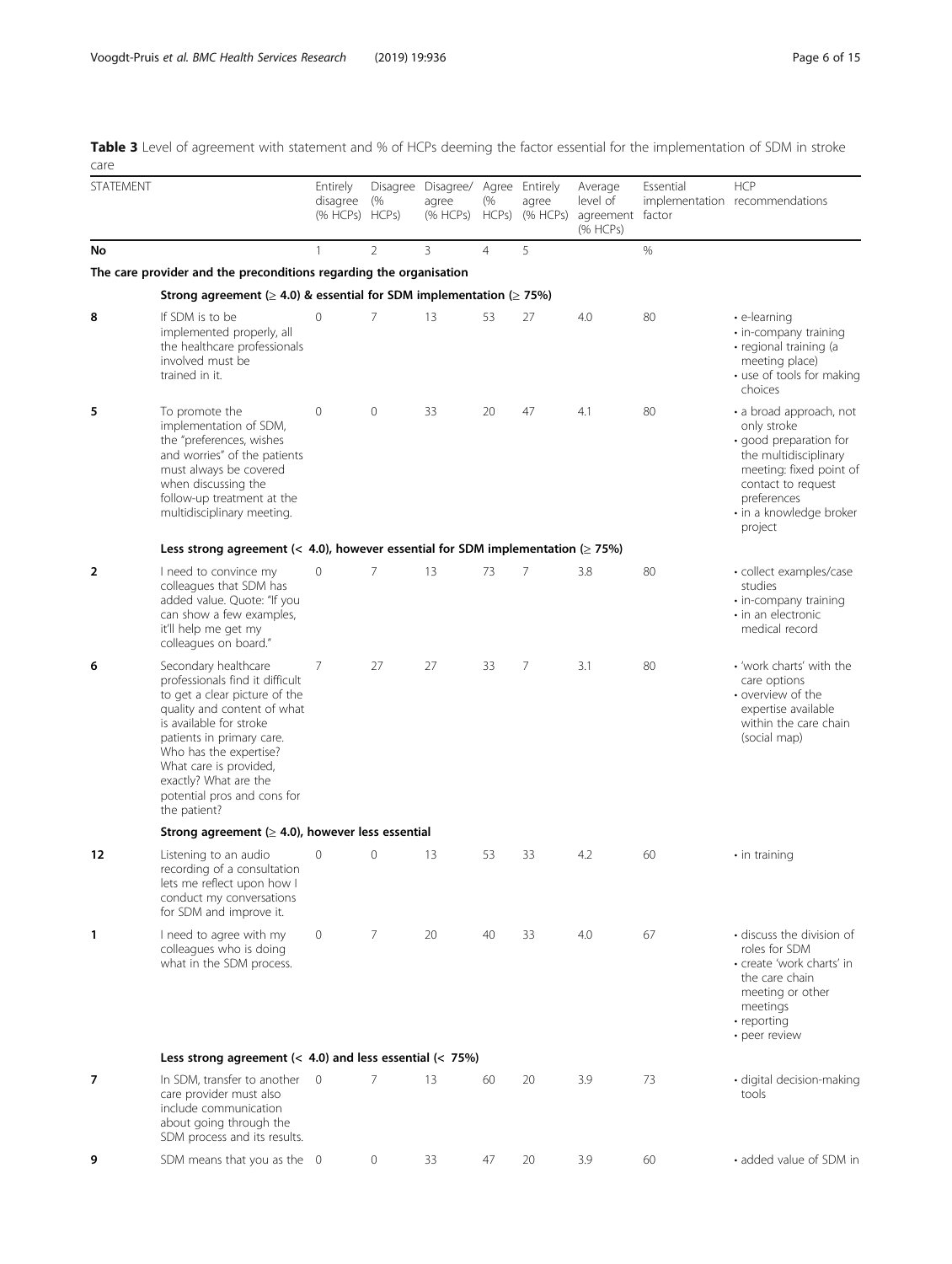**Table 3** Level of agreement with statement and % of HCPs deeming the factor essential for the implementation of SDM in stroke care

| STATEMENT | | Entirely disagree (% HCPs) | Disagree (% HCPs) | Disagree/agree (% HCPs) | Agree (% HCPs) | Entirely agree (% HCPs) | Average level of agreement (% HCPs) | Essential implementation factor | HCP recommendations |
|---|---|---|---|---|---|---|---|---|---|
| **No** | | 1 | 2 | 3 | 4 | 5 | | % | |
| **The care provider and the preconditions regarding the organisation** | | | | | | | | | |
| | **Strong agreement (≥ 4.0) & essential for SDM implementation (≥ 75%)** | | | | | | | | |
| **8** | If SDM is to be implemented properly, all the healthcare professionals involved must be trained in it. | 0 | 7 | 13 | 53 | 27 | 4.0 | 80 | • e-learning<br>• in-company training<br>• regional training (a meeting place)<br>• use of tools for making choices |
| **5** | To promote the implementation of SDM, the "preferences, wishes and worries" of the patients must always be covered when discussing the follow-up treatment at the multidisciplinary meeting. | 0 | 0 | 33 | 20 | 47 | 4.1 | 80 | • a broad approach, not only stroke<br>• good preparation for the multidisciplinary meeting: fixed point of contact to request preferences<br>• in a knowledge broker project |
| | **Less strong agreement (< 4.0), however essential for SDM implementation (≥ 75%)** | | | | | | | | |
| **2** | I need to convince my colleagues that SDM has added value. Quote: "If you can show a few examples, it'll help me get my colleagues on board." | 0 | 7 | 13 | 73 | 7 | 3.8 | 80 | • collect examples/case studies<br>• in-company training<br>• in an electronic medical record |
| **6** | Secondary healthcare professionals find it difficult to get a clear picture of the quality and content of what is available for stroke patients in primary care. Who has the expertise? What care is provided, exactly? What are the potential pros and cons for the patient? | 7 | 27 | 27 | 33 | 7 | 3.1 | 80 | • 'work charts' with the care options<br>• overview of the expertise available within the care chain (social map) |
| | **Strong agreement (≥ 4.0), however less essential** | | | | | | | | |
| **12** | Listening to an audio recording of a consultation lets me reflect upon how I conduct my conversations for SDM and improve it. | 0 | 0 | 13 | 53 | 33 | 4.2 | 60 | • in training |
| **1** | I need to agree with my colleagues who is doing what in the SDM process. | 0 | 7 | 20 | 40 | 33 | 4.0 | 67 | • discuss the division of roles for SDM<br>• create 'work charts' in the care chain meeting or other meetings<br>• reporting<br>• peer review |
| | **Less strong agreement (< 4.0) and less essential (< 75%)** | | | | | | | | |
| **7** | In SDM, transfer to another care provider must also include communication about going through the SDM process and its results. | 0 | 7 | 13 | 60 | 20 | 3.9 | 73 | • digital decision-making tools |
| **9** | SDM means that you as the | 0 | 0 | 33 | 47 | 20 | 3.9 | 60 | • added value of SDM in |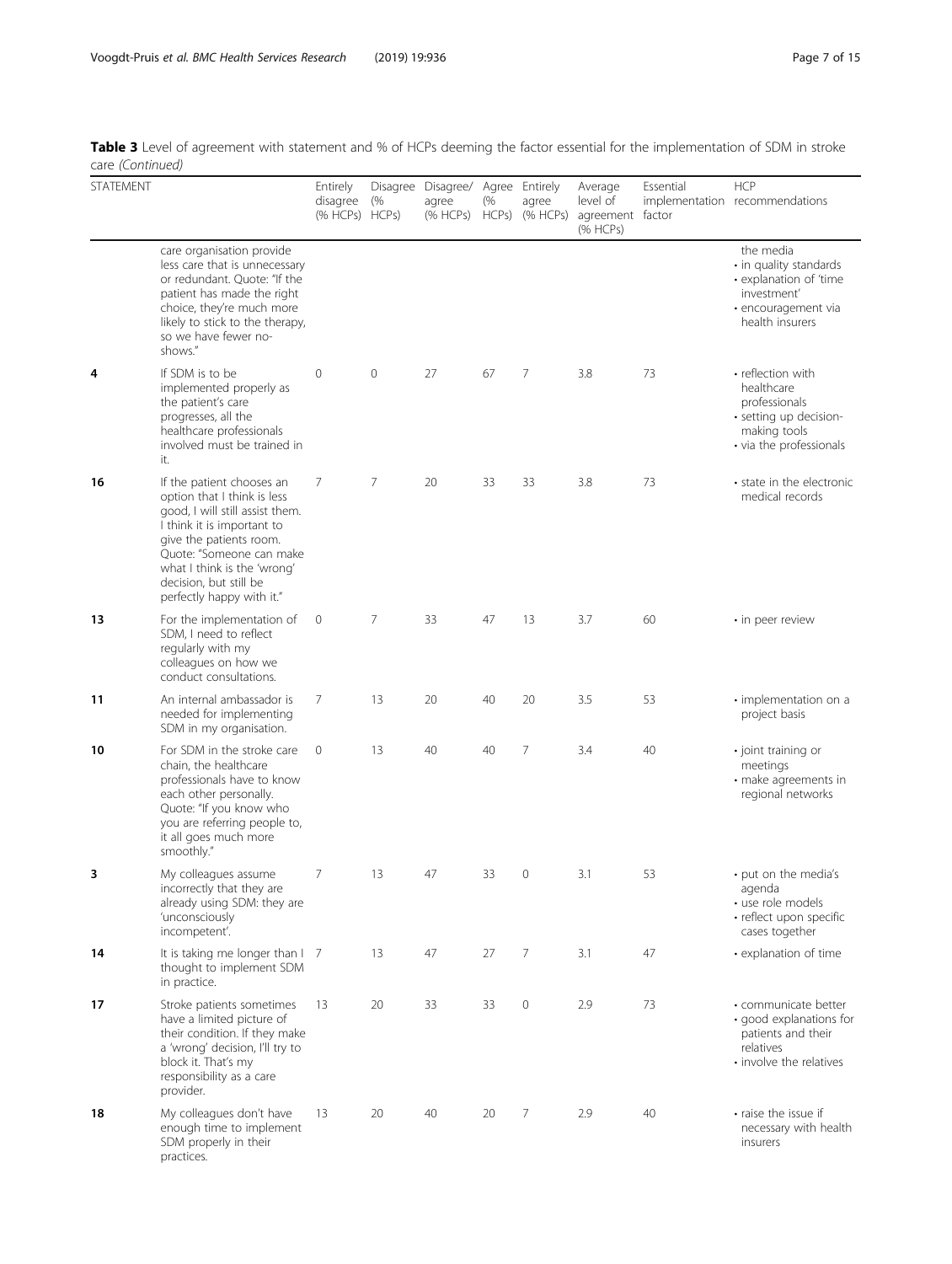**Table 3** Level of agreement with statement and % of HCPs deeming the factor essential for the implementation of SDM in stroke care *(Continued)*

| STATEMENT | | Entirely disagree (% HCPs) | Disagree (% HCPs) | Disagree/ agree (% HCPs) | Agree (% HCPs) | Entirely agree (% HCPs) | Average level of agreement (% HCPs) | Essential implementation factor | HCP recommendations |
|---|---|---|---|---|---|---|---|---|---|
| | care organisation provide less care that is unnecessary or redundant. Quote: "If the patient has made the right choice, they're much more likely to stick to the therapy, so we have fewer no-shows." | | | | | | | | the media • in quality standards • explanation of 'time investment' • encouragement via health insurers |
| **4** | If SDM is to be implemented properly as the patient's care progresses, all the healthcare professionals involved must be trained in it. | 0 | 0 | 27 | 67 | 7 | 3.8 | 73 | • reflection with healthcare professionals • setting up decision-making tools • via the professionals |
| **16** | If the patient chooses an option that I think is less good, I will still assist them. I think it is important to give the patients room. Quote: "Someone can make what I think is the 'wrong' decision, but still be perfectly happy with it." | 7 | 7 | 20 | 33 | 33 | 3.8 | 73 | • state in the electronic medical records |
| **13** | For the implementation of SDM, I need to reflect regularly with my colleagues on how we conduct consultations. | 0 | 7 | 33 | 47 | 13 | 3.7 | 60 | • in peer review |
| **11** | An internal ambassador is needed for implementing SDM in my organisation. | 7 | 13 | 20 | 40 | 20 | 3.5 | 53 | • implementation on a project basis |
| **10** | For SDM in the stroke care chain, the healthcare professionals have to know each other personally. Quote: "If you know who you are referring people to, it all goes much more smoothly." | 0 | 13 | 40 | 40 | 7 | 3.4 | 40 | • joint training or meetings • make agreements in regional networks |
| **3** | My colleagues assume incorrectly that they are already using SDM: they are 'unconsciously incompetent'. | 7 | 13 | 47 | 33 | 0 | 3.1 | 53 | • put on the media's agenda • use role models • reflect upon specific cases together |
| **14** | It is taking me longer than I thought to implement SDM in practice. | 7 | 13 | 47 | 27 | 7 | 3.1 | 47 | • explanation of time |
| **17** | Stroke patients sometimes have a limited picture of their condition. If they make a 'wrong' decision, I'll try to block it. That's my responsibility as a care provider. | 13 | 20 | 33 | 33 | 0 | 2.9 | 73 | • communicate better • good explanations for patients and their relatives • involve the relatives |
| **18** | My colleagues don't have enough time to implement SDM properly in their practices. | 13 | 20 | 40 | 20 | 7 | 2.9 | 40 | • raise the issue if necessary with health insurers |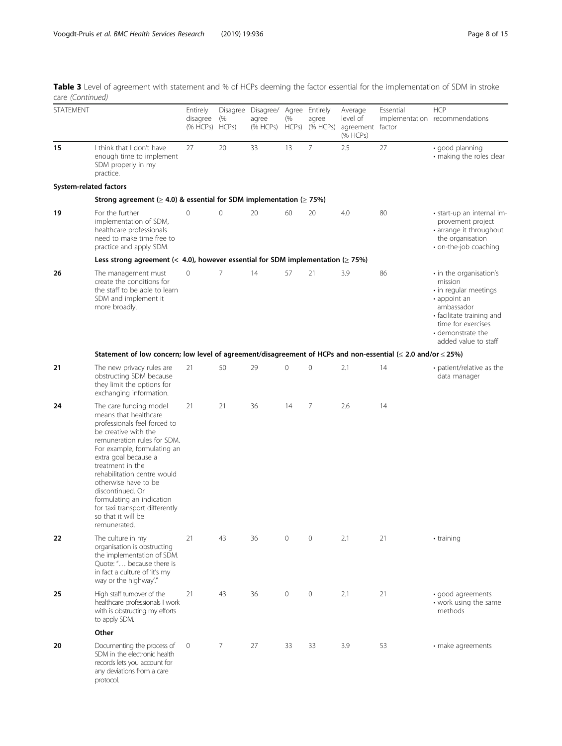**Table 3** Level of agreement with statement and % of HCPs deeming the factor essential for the implementation of SDM in stroke care *(Continued)*

| STATEMENT | | Entirely disagree (% HCPs) | Disagree (% HCPs) | Disagree/ agree (% HCPs) | Agree (% HCPs) | Entirely agree (% HCPs) | Average level of agreement (% HCPs) | Essential implementation factor | HCP recommendations |
|---|---|---|---|---|---|---|---|---|---|
| **15** | I think that I don't have enough time to implement SDM properly in my practice. | 27 | 20 | 33 | 13 | 7 | 2.5 | 27 | • good planning<br>• making the roles clear |
| **System-related factors** | | | | | | | | | |
| | **Strong agreement (≥ 4.0) & essential for SDM implementation (≥ 75%)** | | | | | | | | |
| **19** | For the further implementation of SDM, healthcare professionals need to make time free to practice and apply SDM. | 0 | 0 | 20 | 60 | 20 | 4.0 | 80 | • start-up an internal improvement project<br>• arrange it throughout the organisation<br>• on-the-job coaching |
| | **Less strong agreement (< 4.0), however essential for SDM implementation (≥ 75%)** | | | | | | | | |
| **26** | The management must create the conditions for the staff to be able to learn SDM and implement it more broadly. | 0 | 7 | 14 | 57 | 21 | 3.9 | 86 | • in the organisation's mission<br>• in regular meetings<br>• appoint an ambassador<br>• facilitate training and time for exercises<br>• demonstrate the added value to staff |
| | **Statement of low concern; low level of agreement/disagreement of HCPs and non-essential (≤ 2.0 and/or ≤ 25%)** | | | | | | | | |
| **21** | The new privacy rules are obstructing SDM because they limit the options for exchanging information. | 21 | 50 | 29 | 0 | 0 | 2.1 | 14 | • patient/relative as the data manager |
| **24** | The care funding model means that healthcare professionals feel forced to be creative with the remuneration rules for SDM. For example, formulating an extra goal because a treatment in the rehabilitation centre would otherwise have to be discontinued. Or formulating an indication for taxi transport differently so that it will be remunerated. | 21 | 21 | 36 | 14 | 7 | 2.6 | 14 | |
| **22** | The culture in my organisation is obstructing the implementation of SDM. Quote: "… because there is in fact a culture of 'it's my way or the highway'." | 21 | 43 | 36 | 0 | 0 | 2.1 | 21 | • training |
| **25** | High staff turnover of the healthcare professionals I work with is obstructing my efforts to apply SDM. | 21 | 43 | 36 | 0 | 0 | 2.1 | 21 | • good agreements<br>• work using the same methods |
| | **Other** | | | | | | | | |
| **20** | Documenting the process of SDM in the electronic health records lets you account for any deviations from a care protocol. | 0 | 7 | 27 | 33 | 33 | 3.9 | 53 | • make agreements |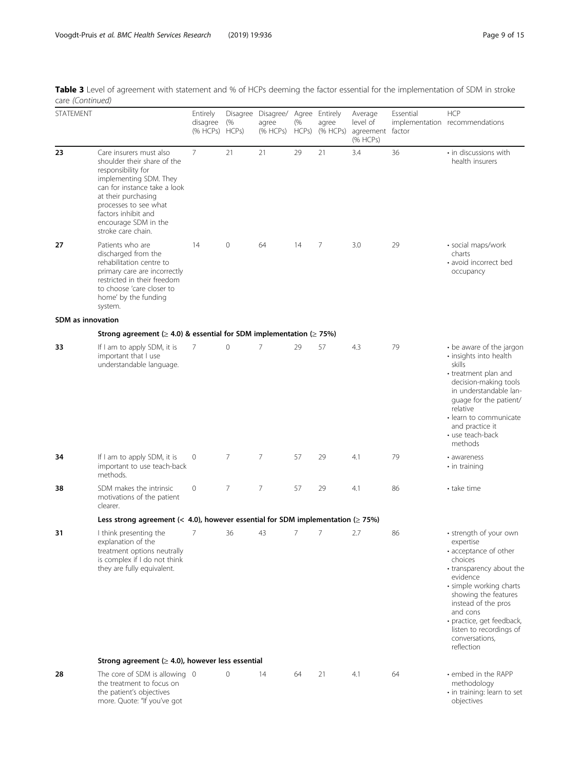**Table 3** Level of agreement with statement and % of HCPs deeming the factor essential for the implementation of SDM in stroke care *(Continued)*

| STATEMENT | | Entirely disagree (% HCPs) | Disagree (% HCPs) | Disagree/ agree (% HCPs) | Agree (% HCPs) | Entirely agree (% HCPs) | Average level of agreement (% HCPs) | Essential implementation factor | HCP recommendations |
|---|---|---|---|---|---|---|---|---|---|
| **23** | Care insurers must also shoulder their share of the responsibility for implementing SDM. They can for instance take a look at their purchasing processes to see what factors inhibit and encourage SDM in the stroke care chain. | 7 | 21 | 21 | 29 | 21 | 3.4 | 36 | • in discussions with health insurers |
| **27** | Patients who are discharged from the rehabilitation centre to primary care are incorrectly restricted in their freedom to choose 'care closer to home' by the funding system. | 14 | 0 | 64 | 14 | 7 | 3.0 | 29 | • social maps/work charts<br>• avoid incorrect bed occupancy |
| **SDM as innovation** | | | | | | | | | |
| | **Strong agreement (≥ 4.0) & essential for SDM implementation (≥ 75%)** | | | | | | | | |
| **33** | If I am to apply SDM, it is important that I use understandable language. | 7 | 0 | 7 | 29 | 57 | 4.3 | 79 | • be aware of the jargon<br>• insights into health skills<br>• treatment plan and decision-making tools in understandable language for the patient/ relative<br>• learn to communicate and practice it<br>• use teach-back methods |
| **34** | If I am to apply SDM, it is important to use teach-back methods. | 0 | 7 | 7 | 57 | 29 | 4.1 | 79 | • awareness<br>• in training |
| **38** | SDM makes the intrinsic motivations of the patient clearer. | 0 | 7 | 7 | 57 | 29 | 4.1 | 86 | • take time |
| | **Less strong agreement (< 4.0), however essential for SDM implementation (≥ 75%)** | | | | | | | | |
| **31** | I think presenting the explanation of the treatment options neutrally is complex if I do not think they are fully equivalent. | 7 | 36 | 43 | 7 | 7 | 2.7 | 86 | • strength of your own expertise<br>• acceptance of other choices<br>• transparency about the evidence<br>• simple working charts showing the features instead of the pros and cons<br>• practice, get feedback, listen to recordings of conversations, reflection |
| | **Strong agreement (≥ 4.0), however less essential** | | | | | | | | |
| **28** | The core of SDM is allowing the treatment to focus on the patient's objectives more. Quote: "If you've got | 0 | 0 | 14 | 64 | 21 | 4.1 | 64 | • embed in the RAPP methodology<br>• in training: learn to set objectives |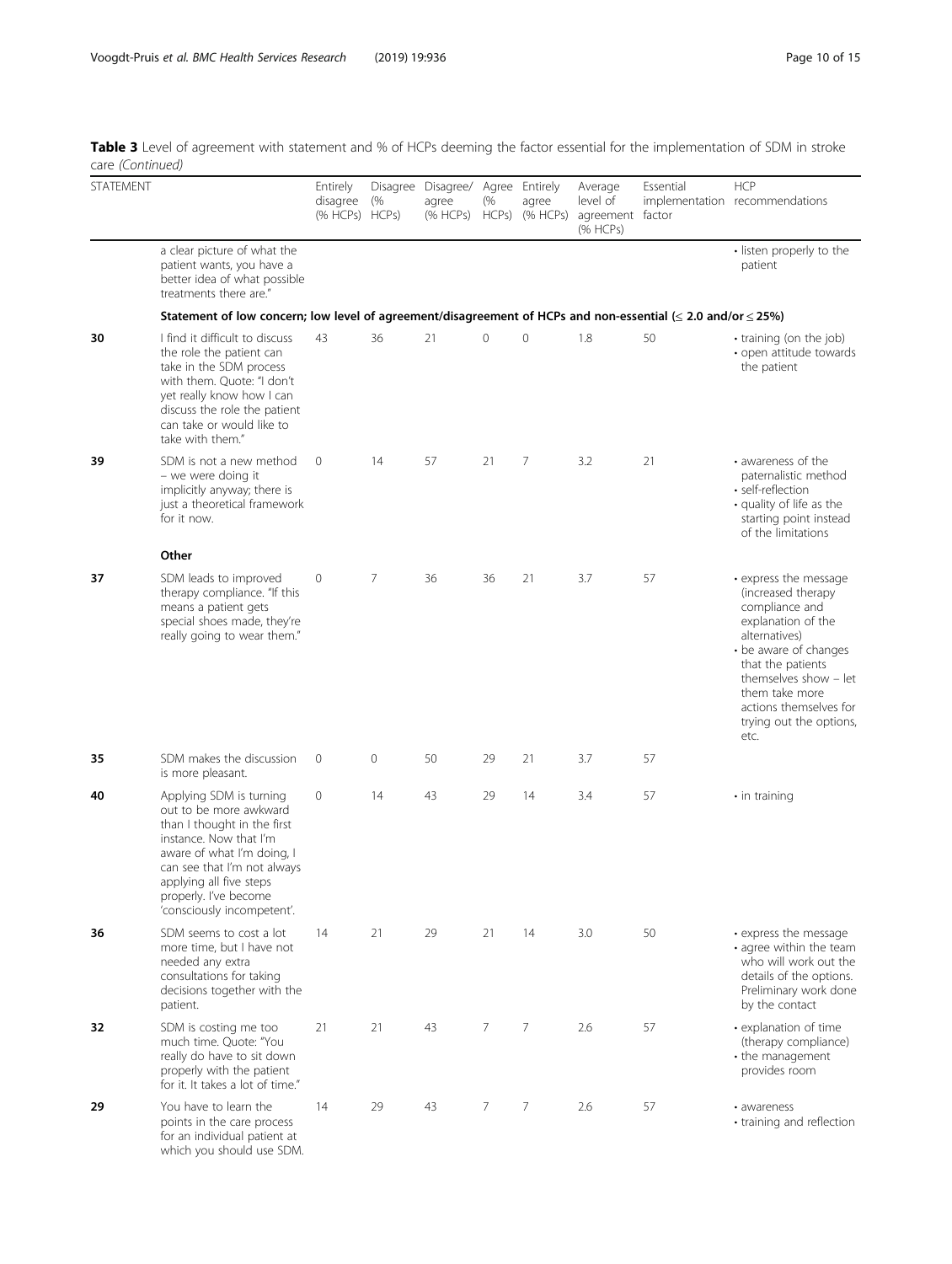**Table 3** Level of agreement with statement and % of HCPs deeming the factor essential for the implementation of SDM in stroke care *(Continued)*

| STATEMENT | | Entirely disagree (% HCPs) | Disagree (% HCPs) | Disagree/ agree (% HCPs) | Agree (% HCPs) | Entirely agree (% HCPs) | Average level of agreement (% HCPs) | Essential implementation factor | HCP recommendations |
|---|---|---|---|---|---|---|---|---|---|
| | a clear picture of what the patient wants, you have a better idea of what possible treatments there are." | | | | | | | | • listen properly to the patient |
| | **Statement of low concern; low level of agreement/disagreement of HCPs and non-essential (≤ 2.0 and/or ≤ 25%)** | | | | | | | | |
| **30** | I find it difficult to discuss the role the patient can take in the SDM process with them. Quote: "I don't yet really know how I can discuss the role the patient can take or would like to take with them." | 43 | 36 | 21 | 0 | 0 | 1.8 | 50 | • training (on the job) • open attitude towards the patient |
| **39** | SDM is not a new method – we were doing it implicitly anyway; there is just a theoretical framework for it now. | 0 | 14 | 57 | 21 | 7 | 3.2 | 21 | • awareness of the paternalistic method • self-reflection • quality of life as the starting point instead of the limitations |
| | **Other** | | | | | | | | |
| **37** | SDM leads to improved therapy compliance. "If this means a patient gets special shoes made, they're really going to wear them." | 0 | 7 | 36 | 36 | 21 | 3.7 | 57 | • express the message (increased therapy compliance and explanation of the alternatives) • be aware of changes that the patients themselves show – let them take more actions themselves for trying out the options, etc. |
| **35** | SDM makes the discussion is more pleasant. | 0 | 0 | 50 | 29 | 21 | 3.7 | 57 | |
| **40** | Applying SDM is turning out to be more awkward than I thought in the first instance. Now that I'm aware of what I'm doing, I can see that I'm not always applying all five steps properly. I've become 'consciously incompetent'. | 0 | 14 | 43 | 29 | 14 | 3.4 | 57 | • in training |
| **36** | SDM seems to cost a lot more time, but I have not needed any extra consultations for taking decisions together with the patient. | 14 | 21 | 29 | 21 | 14 | 3.0 | 50 | • express the message • agree within the team who will work out the details of the options. Preliminary work done by the contact |
| **32** | SDM is costing me too much time. Quote: "You really do have to sit down properly with the patient for it. It takes a lot of time." | 21 | 21 | 43 | 7 | 7 | 2.6 | 57 | • explanation of time (therapy compliance) • the management provides room |
| **29** | You have to learn the points in the care process for an individual patient at which you should use SDM. | 14 | 29 | 43 | 7 | 7 | 2.6 | 57 | • awareness • training and reflection |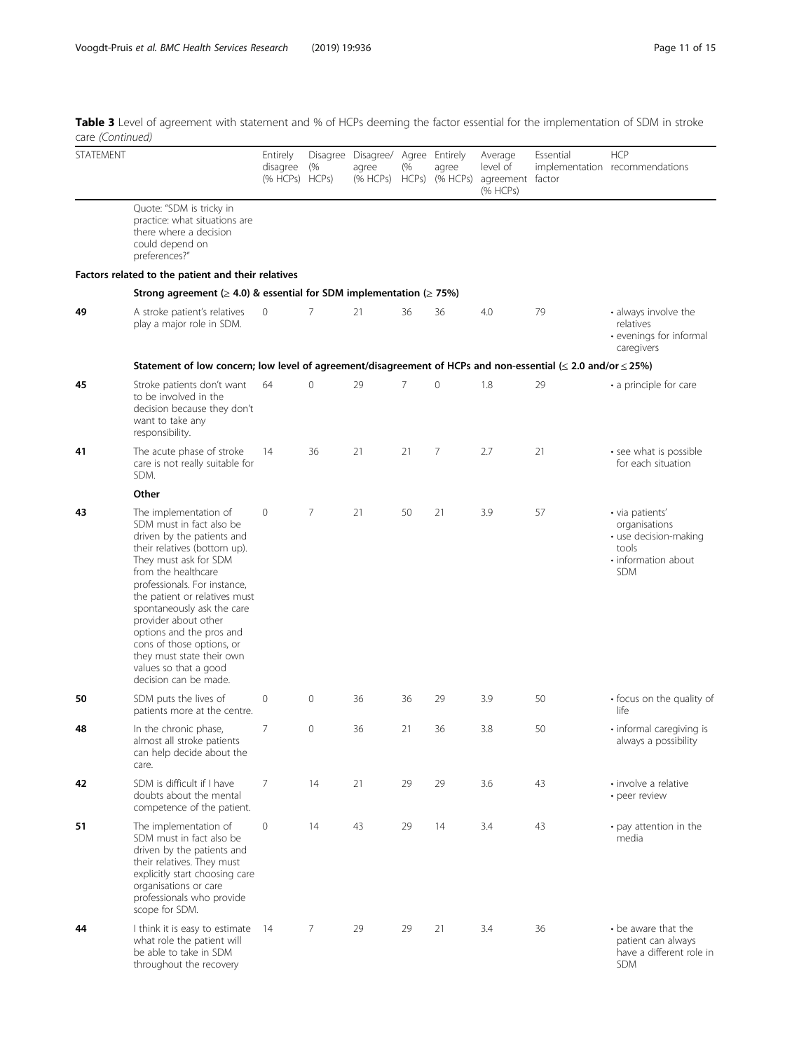**Table 3** Level of agreement with statement and % of HCPs deeming the factor essential for the implementation of SDM in stroke care *(Continued)*

| STATEMENT | | Entirely disagree (% HCPs) | Disagree (% HCPs) | Disagree/ agree (% HCPs) | Agree (% HCPs) | Entirely agree (% HCPs) | Average level of agreement (% HCPs) | Essential implementation factor | HCP recommendations |
|---|---|---|---|---|---|---|---|---|---|
| | Quote: "SDM is tricky in practice: what situations are there where a decision could depend on preferences?" | | | | | | | | |
| **Factors related to the patient and their relatives** | | | | | | | | | |
| | **Strong agreement (≥ 4.0) & essential for SDM implementation (≥ 75%)** | | | | | | | | |
| **49** | A stroke patient's relatives play a major role in SDM. | 0 | 7 | 21 | 36 | 36 | 4.0 | 79 | • always involve the relatives<br>• evenings for informal caregivers |
| | **Statement of low concern; low level of agreement/disagreement of HCPs and non-essential (≤ 2.0 and/or ≤ 25%)** | | | | | | | | |
| **45** | Stroke patients don't want to be involved in the decision because they don't want to take any responsibility. | 64 | 0 | 29 | 7 | 0 | 1.8 | 29 | • a principle for care |
| **41** | The acute phase of stroke care is not really suitable for SDM. | 14 | 36 | 21 | 21 | 7 | 2.7 | 21 | • see what is possible for each situation |
| | **Other** | | | | | | | | |
| **43** | The implementation of SDM must in fact also be driven by the patients and their relatives (bottom up). They must ask for SDM from the healthcare professionals. For instance, the patient or relatives must spontaneously ask the care provider about other options and the pros and cons of those options, or they must state their own values so that a good decision can be made. | 0 | 7 | 21 | 50 | 21 | 3.9 | 57 | • via patients' organisations<br>• use decision-making tools<br>• information about SDM |
| **50** | SDM puts the lives of patients more at the centre. | 0 | 0 | 36 | 36 | 29 | 3.9 | 50 | • focus on the quality of life |
| **48** | In the chronic phase, almost all stroke patients can help decide about the care. | 7 | 0 | 36 | 21 | 36 | 3.8 | 50 | • informal caregiving is always a possibility |
| **42** | SDM is difficult if I have doubts about the mental competence of the patient. | 7 | 14 | 21 | 29 | 29 | 3.6 | 43 | • involve a relative<br>• peer review |
| **51** | The implementation of SDM must in fact also be driven by the patients and their relatives. They must explicitly start choosing care organisations or care professionals who provide scope for SDM. | 0 | 14 | 43 | 29 | 14 | 3.4 | 43 | • pay attention in the media |
| **44** | I think it is easy to estimate what role the patient will be able to take in SDM throughout the recovery | 14 | 7 | 29 | 29 | 21 | 3.4 | 36 | • be aware that the patient can always have a different role in SDM |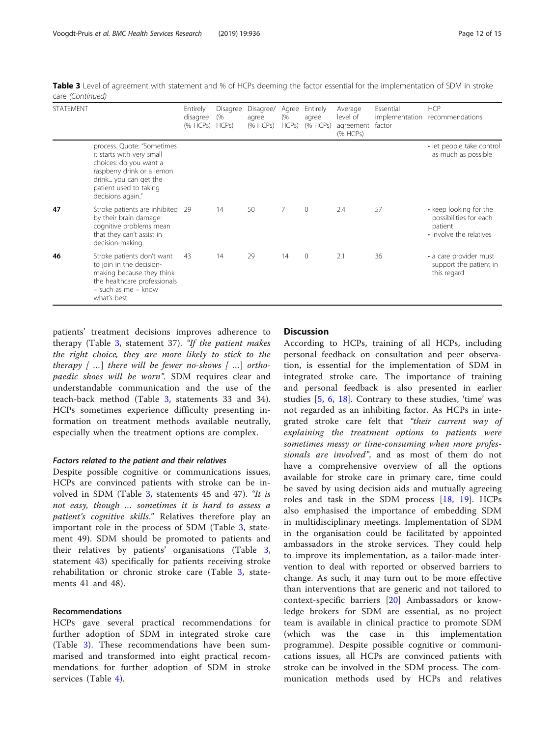**Table 3** Level of agreement with statement and % of HCPs deeming the factor essential for the implementation of SDM in stroke care *(Continued)*

| STATEMENT | | Entirely disagree (% HCPs) | Disagree (% HCPs) | Disagree/ agree (% HCPs) | Agree (% HCPs) | Entirely agree (% HCPs) | Average level of agreement (% HCPs) | Essential implementation factor | HCP recommendations |
|---|---|---|---|---|---|---|---|---|---|
| | process. Quote: "Sometimes it starts with very small choices: do you want a raspberry drink or a lemon drink... you can get the patient used to taking decisions again." | | | | | | | | • let people take control as much as possible |
| **47** | Stroke patients are inhibited by their brain damage: cognitive problems mean that they can't assist in decision-making. | 29 | 14 | 50 | 7 | 0 | 2.4 | 57 | • keep looking for the possibilities for each patient • involve the relatives |
| **46** | Stroke patients don't want to join in the decision-making because they think the healthcare professionals – such as me – know what's best. | 43 | 14 | 29 | 14 | 0 | 2.1 | 36 | • a care provider must support the patient in this regard |

patients' treatment decisions improves adherence to therapy (Table 3, statement 37). *"If the patient makes the right choice, they are more likely to stick to the therapy [ ...] there will be fewer no-shows [ ...] orthopaedic shoes will be worn"*. SDM requires clear and understandable communication and the use of the teach-back method (Table 3, statements 33 and 34). HCPs sometimes experience difficulty presenting information on treatment methods available neutrally, especially when the treatment options are complex.

#### *Factors related to the patient and their relatives*

Despite possible cognitive or communications issues, HCPs are convinced patients with stroke can be involved in SDM (Table 3, statements 45 and 47). *"It is not easy, though ... sometimes it is hard to assess a patient's cognitive skills."* Relatives therefore play an important role in the process of SDM (Table 3, statement 49). SDM should be promoted to patients and their relatives by patients' organisations (Table 3, statement 43) specifically for patients receiving stroke rehabilitation or chronic stroke care (Table 3, statements 41 and 48).

### Recommendations

HCPs gave several practical recommendations for further adoption of SDM in integrated stroke care (Table 3). These recommendations have been summarised and transformed into eight practical recommendations for further adoption of SDM in stroke services (Table 4).

## Discussion

According to HCPs, training of all HCPs, including personal feedback on consultation and peer observation, is essential for the implementation of SDM in integrated stroke care. The importance of training and personal feedback is also presented in earlier studies [5, 6, 18]. Contrary to these studies, 'time' was not regarded as an inhibiting factor. As HCPs in integrated stroke care felt that *"their current way of explaining the treatment options to patients were sometimes messy or time-consuming when more professionals are involved"*, and as most of them do not have a comprehensive overview of all the options available for stroke care in primary care, time could be saved by using decision aids and mutually agreeing roles and task in the SDM process [18, 19]. HCPs also emphasised the importance of embedding SDM in multidisciplinary meetings. Implementation of SDM in the organisation could be facilitated by appointed ambassadors in the stroke services. They could help to improve its implementation, as a tailor-made intervention to deal with reported or observed barriers to change. As such, it may turn out to be more effective than interventions that are generic and not tailored to context-specific barriers [20] Ambassadors or knowledge brokers for SDM are essential, as no project team is available in clinical practice to promote SDM (which was the case in this implementation programme). Despite possible cognitive or communications issues, all HCPs are convinced patients with stroke can be involved in the SDM process. The communication methods used by HCPs and relatives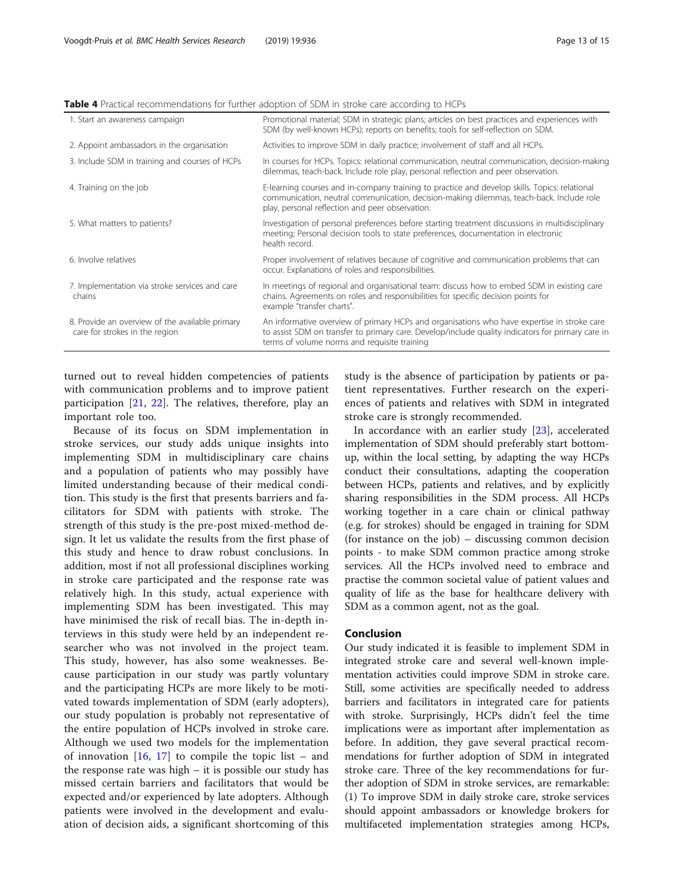**Table 4** Practical recommendations for further adoption of SDM in stroke care according to HCPs

| | |
|---|---|
| 1. Start an awareness campaign | Promotional material; SDM in strategic plans; articles on best practices and experiences with SDM (by well-known HCPs); reports on benefits; tools for self-reflection on SDM. |
| 2. Appoint ambassadors in the organisation | Activities to improve SDM in daily practice; involvement of staff and all HCPs. |
| 3. Include SDM in training and courses of HCPs | In courses for HCPs. Topics: relational communication, neutral communication, decision-making dilemmas, teach-back. Include role play, personal reflection and peer observation. |
| 4. Training on the job | E-learning courses and in-company training to practice and develop skills. Topics: relational communication, neutral communication, decision-making dilemmas, teach-back. Include role play, personal reflection and peer observation. |
| 5. What matters to patients? | Investigation of personal preferences before starting treatment discussions in multidisciplinary meeting; Personal decision tools to state preferences, documentation in electronic health record. |
| 6. Involve relatives | Proper involvement of relatives because of cognitive and communication problems that can occur. Explanations of roles and responsibilities. |
| 7. Implementation via stroke services and care chains | In meetings of regional and organisational team: discuss how to embed SDM in existing care chains. Agreements on roles and responsibilities for specific decision points for example "transfer charts". |
| 8. Provide an overview of the available primary care for strokes in the region | An informative overview of primary HCPs and organisations who have expertise in stroke care to assist SDM on transfer to primary care. Develop/include quality indicators for primary care in terms of volume norms and requisite training |

turned out to reveal hidden competencies of patients with communication problems and to improve patient participation [21, 22]. The relatives, therefore, play an important role too.

Because of its focus on SDM implementation in stroke services, our study adds unique insights into implementing SDM in multidisciplinary care chains and a population of patients who may possibly have limited understanding because of their medical condition. This study is the first that presents barriers and facilitators for SDM with patients with stroke. The strength of this study is the pre-post mixed-method design. It let us validate the results from the first phase of this study and hence to draw robust conclusions. In addition, most if not all professional disciplines working in stroke care participated and the response rate was relatively high. In this study, actual experience with implementing SDM has been investigated. This may have minimised the risk of recall bias. The in-depth interviews in this study were held by an independent researcher who was not involved in the project team. This study, however, has also some weaknesses. Because participation in our study was partly voluntary and the participating HCPs are more likely to be motivated towards implementation of SDM (early adopters), our study population is probably not representative of the entire population of HCPs involved in stroke care. Although we used two models for the implementation of innovation [16, 17] to compile the topic list – and the response rate was high – it is possible our study has missed certain barriers and facilitators that would be expected and/or experienced by late adopters. Although patients were involved in the development and evaluation of decision aids, a significant shortcoming of this study is the absence of participation by patients or patient representatives. Further research on the experiences of patients and relatives with SDM in integrated stroke care is strongly recommended.

In accordance with an earlier study [23], accelerated implementation of SDM should preferably start bottom-up, within the local setting, by adapting the way HCPs conduct their consultations, adapting the cooperation between HCPs, patients and relatives, and by explicitly sharing responsibilities in the SDM process. All HCPs working together in a care chain or clinical pathway (e.g. for strokes) should be engaged in training for SDM (for instance on the job) – discussing common decision points - to make SDM common practice among stroke services. All the HCPs involved need to embrace and practise the common societal value of patient values and quality of life as the base for healthcare delivery with SDM as a common agent, not as the goal.

## Conclusion

Our study indicated it is feasible to implement SDM in integrated stroke care and several well-known implementation activities could improve SDM in stroke care. Still, some activities are specifically needed to address barriers and facilitators in integrated care for patients with stroke. Surprisingly, HCPs didn't feel the time implications were as important after implementation as before. In addition, they gave several practical recommendations for further adoption of SDM in integrated stroke care. Three of the key recommendations for further adoption of SDM in stroke services, are remarkable: (1) To improve SDM in daily stroke care, stroke services should appoint ambassadors or knowledge brokers for multifaceted implementation strategies among HCPs,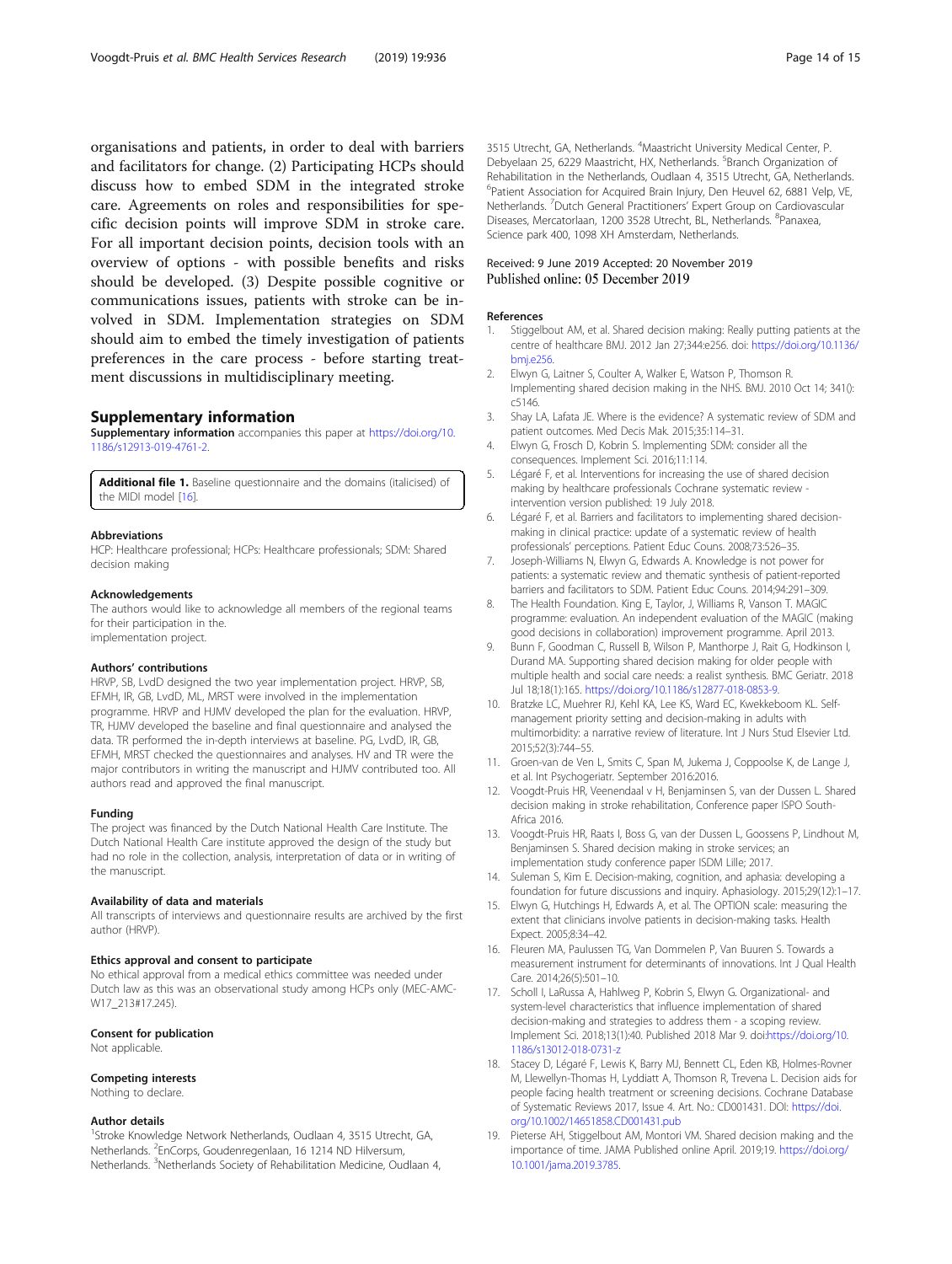organisations and patients, in order to deal with barriers and facilitators for change. (2) Participating HCPs should discuss how to embed SDM in the integrated stroke care. Agreements on roles and responsibilities for specific decision points will improve SDM in stroke care. For all important decision points, decision tools with an overview of options - with possible benefits and risks should be developed. (3) Despite possible cognitive or communications issues, patients with stroke can be involved in SDM. Implementation strategies on SDM should aim to embed the timely investigation of patients preferences in the care process - before starting treatment discussions in multidisciplinary meeting.

## Supplementary information

**Supplementary information** accompanies this paper at https://doi.org/10.1186/s12913-019-4761-2.

**Additional file 1.** Baseline questionnaire and the domains (italicised) of the MIDI model [16].

### Abbreviations

HCP: Healthcare professional; HCPs: Healthcare professionals; SDM: Shared decision making

### Acknowledgements

The authors would like to acknowledge all members of the regional teams for their participation in the.
implementation project.

### Authors' contributions

HRVP, SB, LvdD designed the two year implementation project. HRVP, SB, EFMH, IR, GB, LvdD, ML, MRST were involved in the implementation programme. HRVP and HJMV developed the plan for the evaluation. HRVP, TR, HJMV developed the baseline and final questionnaire and analysed the data. TR performed the in-depth interviews at baseline. PG, LvdD, IR, GB, EFMH, MRST checked the questionnaires and analyses. HV and TR were the major contributors in writing the manuscript and HJMV contributed too. All authors read and approved the final manuscript.

### Funding

The project was financed by the Dutch National Health Care Institute. The Dutch National Health Care institute approved the design of the study but had no role in the collection, analysis, interpretation of data or in writing of the manuscript.

### Availability of data and materials

All transcripts of interviews and questionnaire results are archived by the first author (HRVP).

### Ethics approval and consent to participate

No ethical approval from a medical ethics committee was needed under Dutch law as this was an observational study among HCPs only (MEC-AMC-W17_213#17.245).

### Consent for publication

Not applicable.

### Competing interests

Nothing to declare.

### Author details

[1]Stroke Knowledge Network Netherlands, Oudlaan 4, 3515 Utrecht, GA, Netherlands. [2]EnCorps, Goudenregenlaan, 16 1214 ND Hilversum, Netherlands. [3]Netherlands Society of Rehabilitation Medicine, Oudlaan 4, 3515 Utrecht, GA, Netherlands. [4]Maastricht University Medical Center, P. Debyelaan 25, 6229 Maastricht, HX, Netherlands. [5]Branch Organization of Rehabilitation in the Netherlands, Oudlaan 4, 3515 Utrecht, GA, Netherlands. [6]Patient Association for Acquired Brain Injury, Den Heuvel 62, 6881 Velp, VE, Netherlands. [7]Dutch General Practitioners' Expert Group on Cardiovascular Diseases, Mercatorlaan, 1200 3528 Utrecht, BL, Netherlands. [8]Panaxea, Science park 400, 1098 XH Amsterdam, Netherlands.

Received: 9 June 2019 Accepted: 20 November 2019
Published online: 05 December 2019

### References

1. Stiggelbout AM, et al. Shared decision making: Really putting patients at the centre of healthcare BMJ. 2012 Jan 27;344:e256. doi: https://doi.org/10.1136/bmj.e256.
2. Elwyn G, Laitner S, Coulter A, Walker E, Watson P, Thomson R. Implementing shared decision making in the NHS. BMJ. 2010 Oct 14; 341(): c5146.
3. Shay LA, Lafata JE. Where is the evidence? A systematic review of SDM and patient outcomes. Med Decis Mak. 2015;35:114–31.
4. Elwyn G, Frosch D, Kobrin S. Implementing SDM: consider all the consequences. Implement Sci. 2016;11:114.
5. Légaré F, et al. Interventions for increasing the use of shared decision making by healthcare professionals Cochrane systematic review - intervention version published: 19 July 2018.
6. Légaré F, et al. Barriers and facilitators to implementing shared decision-making in clinical practice: update of a systematic review of health professionals' perceptions. Patient Educ Couns. 2008;73:526–35.
7. Joseph-Williams N, Elwyn G, Edwards A. Knowledge is not power for patients: a systematic review and thematic synthesis of patient-reported barriers and facilitators to SDM. Patient Educ Couns. 2014;94:291–309.
8. The Health Foundation. King E, Taylor, J, Williams R, Vanson T. MAGIC programme: evaluation. An independent evaluation of the MAGIC (making good decisions in collaboration) improvement programme. April 2013.
9. Bunn F, Goodman C, Russell B, Wilson P, Manthorpe J, Rait G, Hodkinson I, Durand MA. Supporting shared decision making for older people with multiple health and social care needs: a realist synthesis. BMC Geriatr. 2018 Jul 18;18(1):165. https://doi.org/10.1186/s12877-018-0853-9.
10. Bratzke LC, Muehrer RJ, Kehl KA, Lee KS, Ward EC, Kwekkeboom KL. Self-management priority setting and decision-making in adults with multimorbidity: a narrative review of literature. Int J Nurs Stud Elsevier Ltd. 2015;52(3):744–55.
11. Groen-van de Ven L, Smits C, Span M, Jukema J, Coppoolse K, de Lange J, et al. Int Psychogeriatr. September 2016:2016.
12. Voogdt-Pruis HR, Veenendaal v H, Benjaminsen S, van der Dussen L. Shared decision making in stroke rehabilitation, Conference paper ISPO South-Africa 2016.
13. Voogdt-Pruis HR, Raats I, Boss G, van der Dussen L, Goossens P, Lindhout M, Benjaminsen S. Shared decision making in stroke services; an implementation study conference paper ISDM Lille; 2017.
14. Suleman S, Kim E. Decision-making, cognition, and aphasia: developing a foundation for future discussions and inquiry. Aphasiology. 2015;29(12):1–17.
15. Elwyn G, Hutchings H, Edwards A, et al. The OPTION scale: measuring the extent that clinicians involve patients in decision-making tasks. Health Expect. 2005;8:34–42.
16. Fleuren MA, Paulussen TG, Van Dommelen P, Van Buuren S. Towards a measurement instrument for determinants of innovations. Int J Qual Health Care. 2014;26(5):501–10.
17. Scholl I, LaRussa A, Hahlweg P, Kobrin S, Elwyn G. Organizational- and system-level characteristics that influence implementation of shared decision-making and strategies to address them - a scoping review. Implement Sci. 2018;13(1):40. Published 2018 Mar 9. doi:https://doi.org/10.1186/s13012-018-0731-z
18. Stacey D, Légaré F, Lewis K, Barry MJ, Bennett CL, Eden KB, Holmes-Rovner M, Llewellyn-Thomas H, Lyddiatt A, Thomson R, Trevena L. Decision aids for people facing health treatment or screening decisions. Cochrane Database of Systematic Reviews 2017, Issue 4. Art. No.: CD001431. DOI: https://doi.org/10.1002/14651858.CD001431.pub
19. Pieterse AH, Stiggelbout AM, Montori VM. Shared decision making and the importance of time. JAMA Published online April. 2019;19. https://doi.org/10.1001/jama.2019.3785.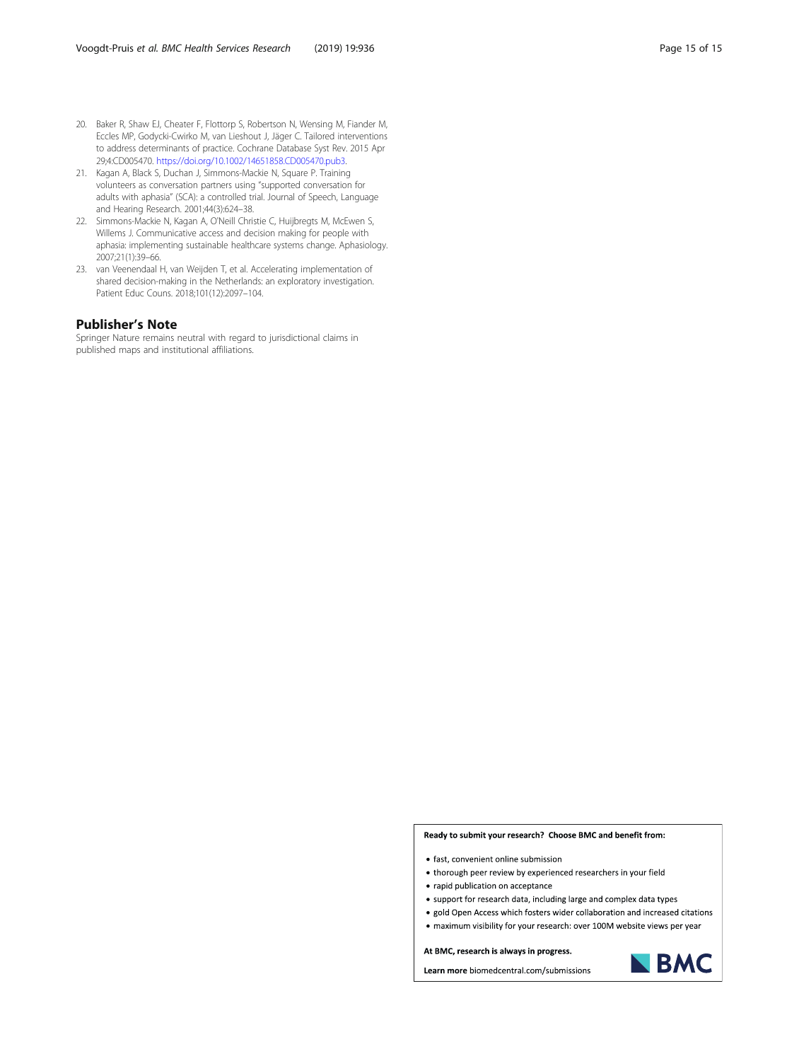20. Baker R, Shaw EJ, Cheater F, Flottorp S, Robertson N, Wensing M, Fiander M, Eccles MP, Godycki-Cwirko M, van Lieshout J, Jäger C. Tailored interventions to address determinants of practice. Cochrane Database Syst Rev. 2015 Apr 29;4:CD005470. https://doi.org/10.1002/14651858.CD005470.pub3.
21. Kagan A, Black S, Duchan J, Simmons-Mackie N, Square P. Training volunteers as conversation partners using "supported conversation for adults with aphasia" (SCA): a controlled trial. Journal of Speech, Language and Hearing Research. 2001;44(3):624–38.
22. Simmons-Mackie N, Kagan A, O'Neill Christie C, Huijbregts M, McEwen S, Willems J. Communicative access and decision making for people with aphasia: implementing sustainable healthcare systems change. Aphasiology. 2007;21(1):39–66.
23. van Veenendaal H, van Weijden T, et al. Accelerating implementation of shared decision-making in the Netherlands: an exploratory investigation. Patient Educ Couns. 2018;101(12):2097–104.

## Publisher's Note

Springer Nature remains neutral with regard to jurisdictional claims in published maps and institutional affiliations.

**Ready to submit your research? Choose BMC and benefit from:**

- fast, convenient online submission
- thorough peer review by experienced researchers in your field
- rapid publication on acceptance
- support for research data, including large and complex data types
- gold Open Access which fosters wider collaboration and increased citations
- maximum visibility for your research: over 100M website views per year

**At BMC, research is always in progress.**

**Learn more** biomedcentral.com/submissions

BMC